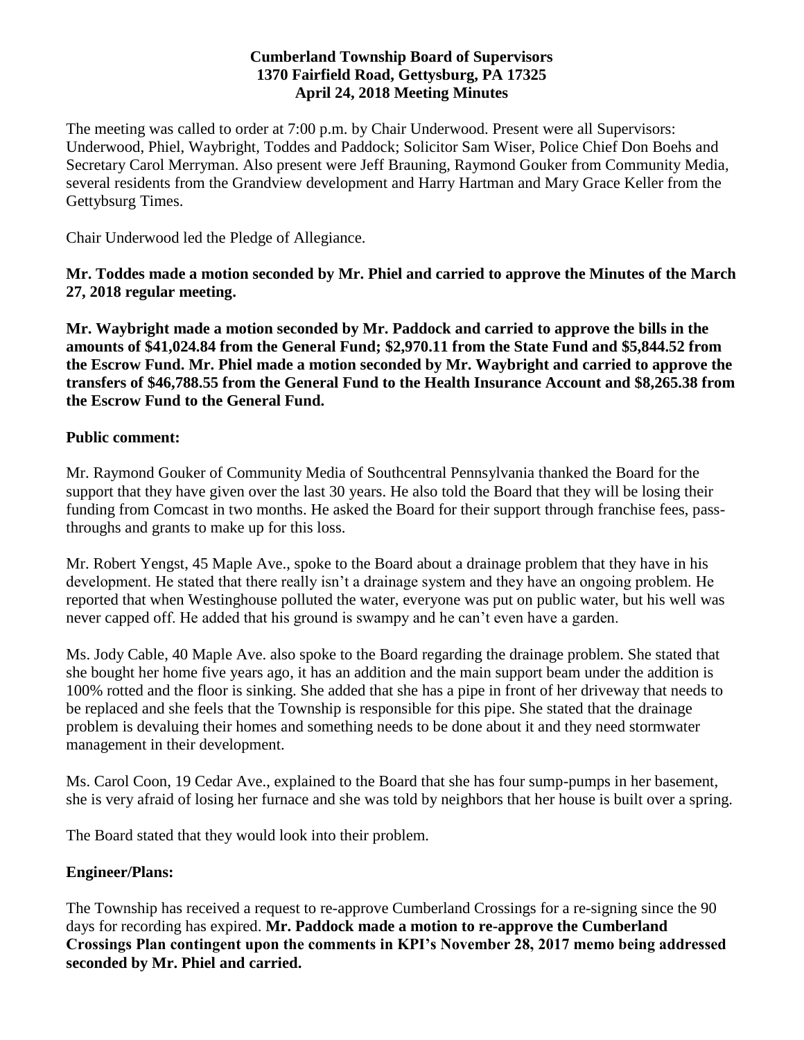**Cumberland Township Board of Supervisors**
**1370 Fairfield Road, Gettysburg, PA 17325**
**April 24, 2018 Meeting Minutes**

The meeting was called to order at 7:00 p.m. by Chair Underwood. Present were all Supervisors: Underwood, Phiel, Waybright, Toddes and Paddock; Solicitor Sam Wiser, Police Chief Don Boehs and Secretary Carol Merryman. Also present were Jeff Brauning, Raymond Gouker from Community Media, several residents from the Grandview development and Harry Hartman and Mary Grace Keller from the Gettybsurg Times.

Chair Underwood led the Pledge of Allegiance.

**Mr. Toddes made a motion seconded by Mr. Phiel and carried to approve the Minutes of the March 27, 2018 regular meeting.**

**Mr. Waybright made a motion seconded by Mr. Paddock and carried to approve the bills in the amounts of $41,024.84 from the General Fund; $2,970.11 from the State Fund and $5,844.52 from the Escrow Fund. Mr. Phiel made a motion seconded by Mr. Waybright and carried to approve the transfers of $46,788.55 from the General Fund to the Health Insurance Account and $8,265.38 from the Escrow Fund to the General Fund.**

**Public comment:**

Mr. Raymond Gouker of Community Media of Southcentral Pennsylvania thanked the Board for the support that they have given over the last 30 years. He also told the Board that they will be losing their funding from Comcast in two months. He asked the Board for their support through franchise fees, pass-throughs and grants to make up for this loss.

Mr. Robert Yengst, 45 Maple Ave., spoke to the Board about a drainage problem that they have in his development. He stated that there really isn't a drainage system and they have an ongoing problem. He reported that when Westinghouse polluted the water, everyone was put on public water, but his well was never capped off. He added that his ground is swampy and he can't even have a garden.

Ms. Jody Cable, 40 Maple Ave. also spoke to the Board regarding the drainage problem. She stated that she bought her home five years ago, it has an addition and the main support beam under the addition is 100% rotted and the floor is sinking. She added that she has a pipe in front of her driveway that needs to be replaced and she feels that the Township is responsible for this pipe. She stated that the drainage problem is devaluing their homes and something needs to be done about it and they need stormwater management in their development.

Ms. Carol Coon, 19 Cedar Ave., explained to the Board that she has four sump-pumps in her basement, she is very afraid of losing her furnace and she was told by neighbors that her house is built over a spring.

The Board stated that they would look into their problem.

**Engineer/Plans:**

The Township has received a request to re-approve Cumberland Crossings for a re-signing since the 90 days for recording has expired. **Mr. Paddock made a motion to re-approve the Cumberland Crossings Plan contingent upon the comments in KPI's November 28, 2017 memo being addressed seconded by Mr. Phiel and carried.**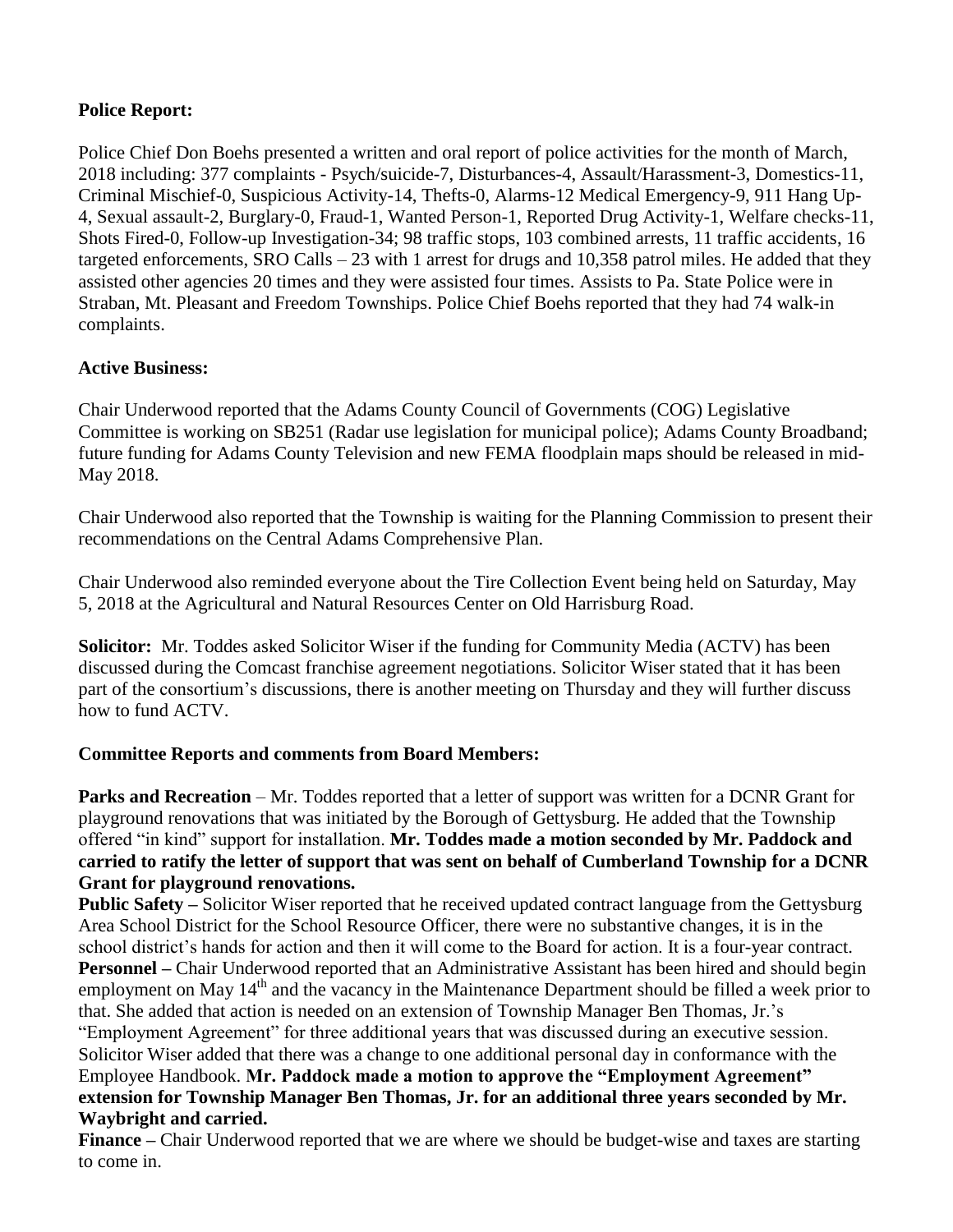**Police Report:**

Police Chief Don Boehs presented a written and oral report of police activities for the month of March, 2018 including: 377 complaints - Psych/suicide-7, Disturbances-4, Assault/Harassment-3, Domestics-11, Criminal Mischief-0, Suspicious Activity-14, Thefts-0, Alarms-12 Medical Emergency-9, 911 Hang Up-4, Sexual assault-2, Burglary-0, Fraud-1, Wanted Person-1, Reported Drug Activity-1, Welfare checks-11, Shots Fired-0, Follow-up Investigation-34; 98 traffic stops, 103 combined arrests, 11 traffic accidents, 16 targeted enforcements, SRO Calls – 23 with 1 arrest for drugs and 10,358 patrol miles. He added that they assisted other agencies 20 times and they were assisted four times. Assists to Pa. State Police were in Straban, Mt. Pleasant and Freedom Townships. Police Chief Boehs reported that they had 74 walk-in complaints.

**Active Business:**

Chair Underwood reported that the Adams County Council of Governments (COG) Legislative Committee is working on SB251 (Radar use legislation for municipal police); Adams County Broadband; future funding for Adams County Television and new FEMA floodplain maps should be released in mid-May 2018.

Chair Underwood also reported that the Township is waiting for the Planning Commission to present their recommendations on the Central Adams Comprehensive Plan.

Chair Underwood also reminded everyone about the Tire Collection Event being held on Saturday, May 5, 2018 at the Agricultural and Natural Resources Center on Old Harrisburg Road.

**Solicitor:** Mr. Toddes asked Solicitor Wiser if the funding for Community Media (ACTV) has been discussed during the Comcast franchise agreement negotiations. Solicitor Wiser stated that it has been part of the consortium's discussions, there is another meeting on Thursday and they will further discuss how to fund ACTV.

**Committee Reports and comments from Board Members:**

**Parks and Recreation** – Mr. Toddes reported that a letter of support was written for a DCNR Grant for playground renovations that was initiated by the Borough of Gettysburg. He added that the Township offered "in kind" support for installation. **Mr. Toddes made a motion seconded by Mr. Paddock and carried to ratify the letter of support that was sent on behalf of Cumberland Township for a DCNR Grant for playground renovations.**

**Public Safety –** Solicitor Wiser reported that he received updated contract language from the Gettysburg Area School District for the School Resource Officer, there were no substantive changes, it is in the school district's hands for action and then it will come to the Board for action. It is a four-year contract.

**Personnel –** Chair Underwood reported that an Administrative Assistant has been hired and should begin employment on May 14th and the vacancy in the Maintenance Department should be filled a week prior to that. She added that action is needed on an extension of Township Manager Ben Thomas, Jr.'s "Employment Agreement" for three additional years that was discussed during an executive session. Solicitor Wiser added that there was a change to one additional personal day in conformance with the Employee Handbook. **Mr. Paddock made a motion to approve the "Employment Agreement" extension for Township Manager Ben Thomas, Jr. for an additional three years seconded by Mr. Waybright and carried.**

**Finance –** Chair Underwood reported that we are where we should be budget-wise and taxes are starting to come in.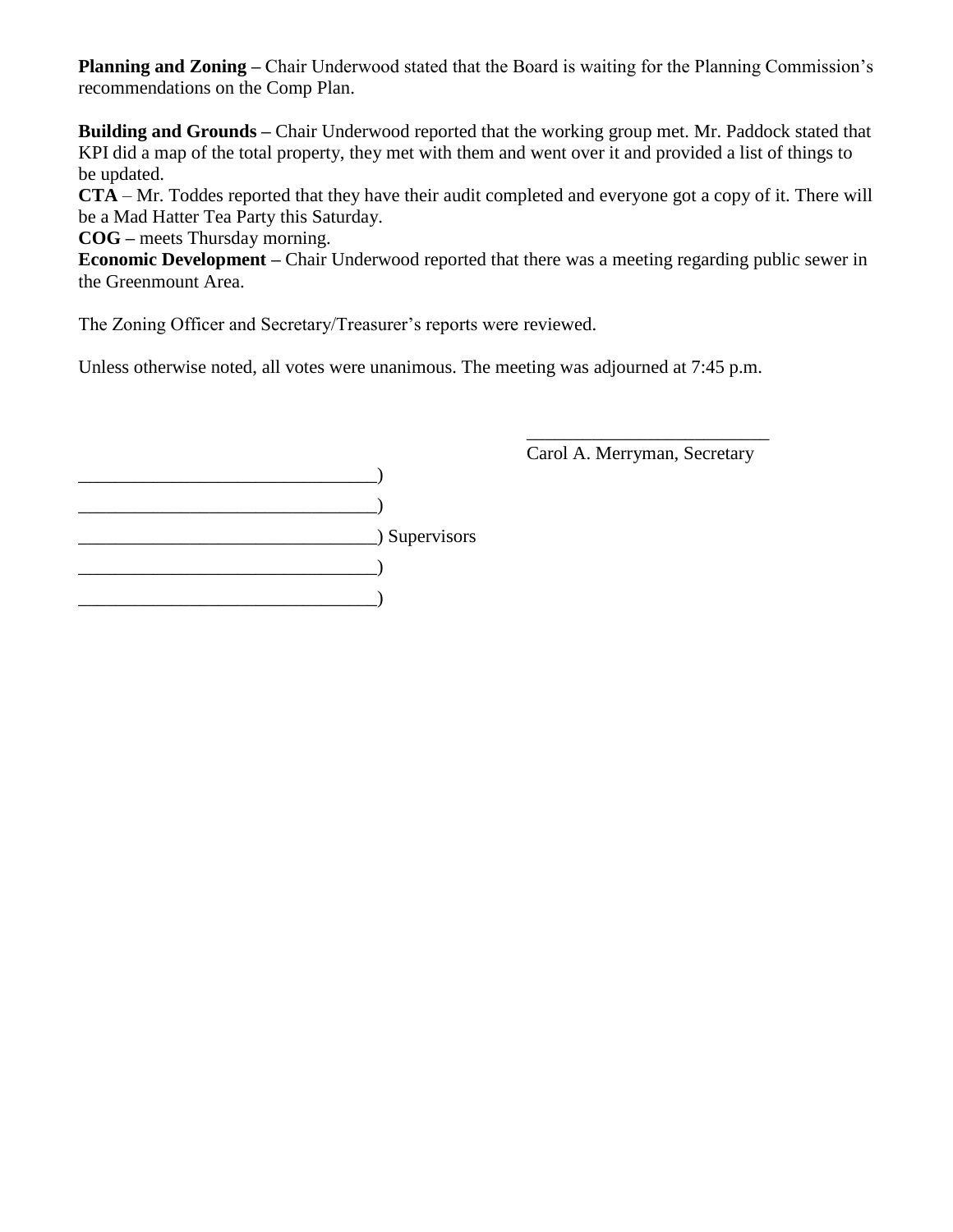**Planning and Zoning –** Chair Underwood stated that the Board is waiting for the Planning Commission's recommendations on the Comp Plan.

**Building and Grounds –** Chair Underwood reported that the working group met. Mr. Paddock stated that KPI did a map of the total property, they met with them and went over it and provided a list of things to be updated.

**CTA** – Mr. Toddes reported that they have their audit completed and everyone got a copy of it. There will be a Mad Hatter Tea Party this Saturday.

**COG –** meets Thursday morning.

**Economic Development –** Chair Underwood reported that there was a meeting regarding public sewer in the Greenmount Area.

The Zoning Officer and Secretary/Treasurer's reports were reviewed.

Unless otherwise noted, all votes were unanimous. The meeting was adjourned at 7:45 p.m.

\_\_\_\_\_\_\_\_\_\_\_\_\_\_\_\_\_\_\_\_\_\_\_\_\_\_
Carol A. Merryman, Secretary

\_\_\_\_\_\_\_\_\_\_\_\_\_\_\_\_\_\_\_\_\_\_\_\_\_\_\_\_\_\_\_\_)
\_\_\_\_\_\_\_\_\_\_\_\_\_\_\_\_\_\_\_\_\_\_\_\_\_\_\_\_\_\_\_\_)
\_\_\_\_\_\_\_\_\_\_\_\_\_\_\_\_\_\_\_\_\_\_\_\_\_\_\_\_\_\_\_\_) Supervisors
\_\_\_\_\_\_\_\_\_\_\_\_\_\_\_\_\_\_\_\_\_\_\_\_\_\_\_\_\_\_\_\_)
\_\_\_\_\_\_\_\_\_\_\_\_\_\_\_\_\_\_\_\_\_\_\_\_\_\_\_\_\_\_\_\_)